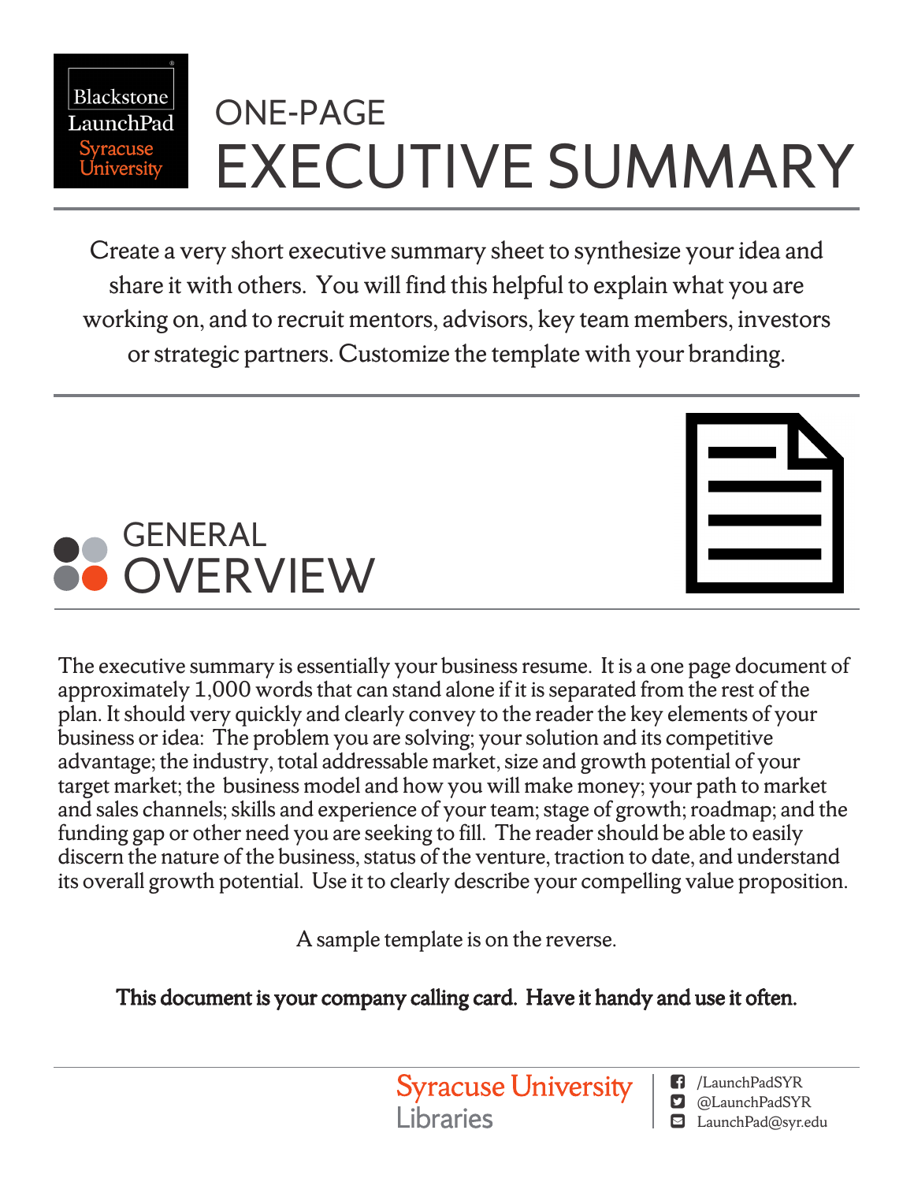Blackstone LaunchPad Syracuse University

# ONE-PAGE EXECUTIVE SUMMARY

Create a very short executive summary sheet to synthesize your idea and share it with others. You will find this helpful to explain what you are working on, and to recruit mentors, advisors, key team members, investors or strategic partners. Customize the template with your branding.

## GENERAL OVERVIEW

The executive summary is essentially your business resume. It is a one page document of approximately 1,000 words that can stand alone if it is separated from the rest of the plan. It should very quickly and clearly convey to the reader the key elements of your business or idea: The problem you are solving; your solution and its competitive advantage; the industry, total addressable market, size and growth potential of your target market; the business model and how you will make money; your path to market and sales channels; skills and experience of your team; stage of growth; roadmap; and the funding gap or other need you are seeking to fill. The reader should be able to easily discern the nature of the business, status of the venture, traction to date, and understand its overall growth potential. Use it to clearly describe your compelling value proposition.

A sample template is on the reverse.

**This document is your company calling card. Have it handy and use it often.**

Syracuse University Libraries

/LaunchPadSYR
@LaunchPadSYR
LaunchPad@syr.edu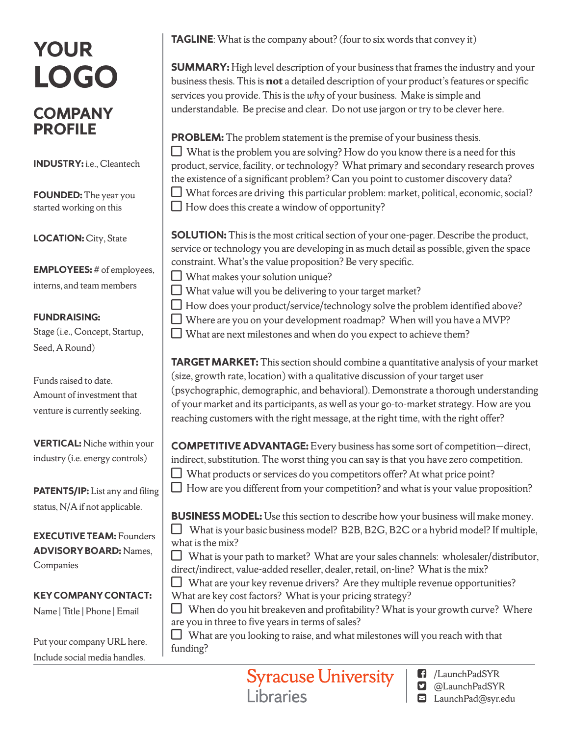# YOUR LOGO

## COMPANY PROFILE

**INDUSTRY:** i.e., Cleantech

**FOUNDED:** The year you started working on this

**LOCATION:** City, State

**EMPLOYEES:** # of employees, interns, and team members

**FUNDRAISING:**
Stage (i.e., Concept, Startup, Seed, A Round)

Funds raised to date. Amount of investment that venture is currently seeking.

**VERTICAL:** Niche within your industry (i.e. energy controls)

**PATENTS/IP:** List any and filing status, N/A if not applicable.

**EXECUTIVE TEAM:** Founders
**ADVISORY BOARD:** Names, Companies

**KEY COMPANY CONTACT:**
Name | Title | Phone | Email

Put your company URL here. Include social media handles.

**TAGLINE**: What is the company about? (four to six words that convey it)

**SUMMARY:** High level description of your business that frames the industry and your business thesis. This is **not** a detailed description of your product's features or specific services you provide. This is the *why* of your business. Make is simple and understandable. Be precise and clear. Do not use jargon or try to be clever here.

**PROBLEM:** The problem statement is the premise of your business thesis.

- ☐ What is the problem you are solving? How do you know there is a need for this product, service, facility, or technology? What primary and secondary research proves the existence of a significant problem? Can you point to customer discovery data?
- ☐ What forces are driving this particular problem: market, political, economic, social?
- ☐ How does this create a window of opportunity?

**SOLUTION:** This is the most critical section of your one-pager. Describe the product, service or technology you are developing in as much detail as possible, given the space constraint. What's the value proposition? Be very specific.

- ☐ What makes your solution unique?
- ☐ What value will you be delivering to your target market?
- ☐ How does your product/service/technology solve the problem identified above?
- ☐ Where are you on your development roadmap? When will you have a MVP?
- ☐ What are next milestones and when do you expect to achieve them?

**TARGET MARKET:** This section should combine a quantitative analysis of your market (size, growth rate, location) with a qualitative discussion of your target user (psychographic, demographic, and behavioral). Demonstrate a thorough understanding of your market and its participants, as well as your go-to-market strategy. How are you reaching customers with the right message, at the right time, with the right offer?

**COMPETITIVE ADVANTAGE:** Every business has some sort of competition—direct, indirect, substitution. The worst thing you can say is that you have zero competition.

- ☐ What products or services do you competitors offer? At what price point?
- ☐ How are you different from your competition? and what is your value proposition?

**BUSINESS MODEL:** Use this section to describe how your business will make money.

- ☐ What is your basic business model? B2B, B2G, B2C or a hybrid model? If multiple, what is the mix?
- ☐ What is your path to market? What are your sales channels: wholesaler/distributor, direct/indirect, value-added reseller, dealer, retail, on-line? What is the mix?
- ☐ What are your key revenue drivers? Are they multiple revenue opportunities? What are key cost factors? What is your pricing strategy?
- ☐ When do you hit breakeven and profitability? What is your growth curve? Where are you in three to five years in terms of sales?
- ☐ What are you looking to raise, and what milestones will you reach with that funding?

Syracuse University Libraries

/LaunchPadSYR
@LaunchPadSYR
LaunchPad@syr.edu